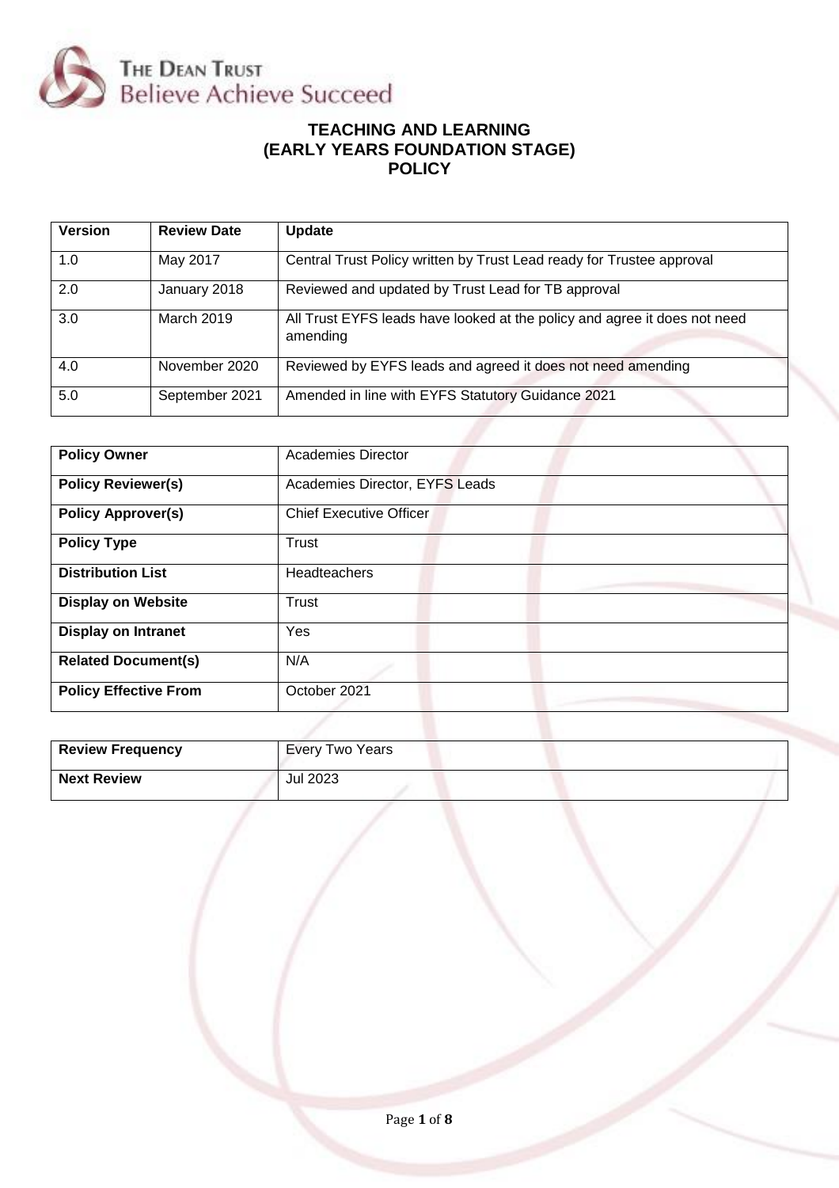The Dean Trust
Believe Achieve Succeed

# TEACHING AND LEARNING (EARLY YEARS FOUNDATION STAGE) POLICY

| Version | Review Date | Update |
|---|---|---|
| 1.0 | May 2017 | Central Trust Policy written by Trust Lead ready for Trustee approval |
| 2.0 | January 2018 | Reviewed and updated by Trust Lead for TB approval |
| 3.0 | March 2019 | All Trust EYFS leads have looked at the policy and agree it does not need amending |
| 4.0 | November 2020 | Reviewed by EYFS leads and agreed it does not need amending |
| 5.0 | September 2021 | Amended in line with EYFS Statutory Guidance 2021 |

| | |
|---|---|
| **Policy Owner** | Academies Director |
| **Policy Reviewer(s)** | Academies Director, EYFS Leads |
| **Policy Approver(s)** | Chief Executive Officer |
| **Policy Type** | Trust |
| **Distribution List** | Headteachers |
| **Display on Website** | Trust |
| **Display on Intranet** | Yes |
| **Related Document(s)** | N/A |
| **Policy Effective From** | October 2021 |

| | |
|---|---|
| **Review Frequency** | Every Two Years |
| **Next Review** | Jul 2023 |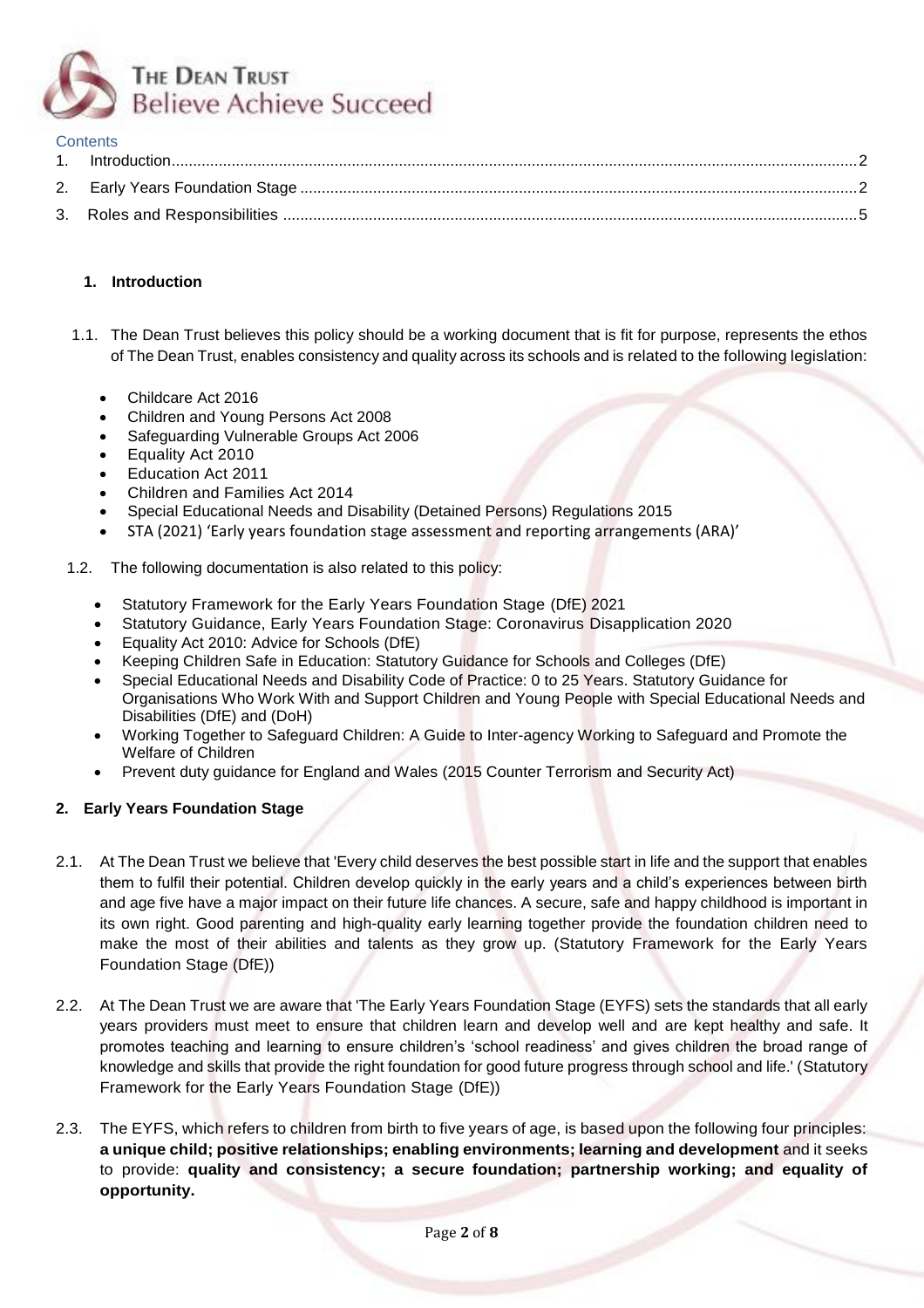THE DEAN TRUST
Believe Achieve Succeed

Contents

1. Introduction.....2
2. Early Years Foundation Stage.....2
3. Roles and Responsibilities.....5

## 1. Introduction

1.1. The Dean Trust believes this policy should be a working document that is fit for purpose, represents the ethos of The Dean Trust, enables consistency and quality across its schools and is related to the following legislation:

- Childcare Act 2016
- Children and Young Persons Act 2008
- Safeguarding Vulnerable Groups Act 2006
- Equality Act 2010
- Education Act 2011
- Children and Families Act 2014
- Special Educational Needs and Disability (Detained Persons) Regulations 2015
- STA (2021) 'Early years foundation stage assessment and reporting arrangements (ARA)'

1.2. The following documentation is also related to this policy:

- Statutory Framework for the Early Years Foundation Stage (DfE) 2021
- Statutory Guidance, Early Years Foundation Stage: Coronavirus Disapplication 2020
- Equality Act 2010: Advice for Schools (DfE)
- Keeping Children Safe in Education: Statutory Guidance for Schools and Colleges (DfE)
- Special Educational Needs and Disability Code of Practice: 0 to 25 Years. Statutory Guidance for Organisations Who Work With and Support Children and Young People with Special Educational Needs and Disabilities (DfE) and (DoH)
- Working Together to Safeguard Children: A Guide to Inter-agency Working to Safeguard and Promote the Welfare of Children
- Prevent duty guidance for England and Wales (2015 Counter Terrorism and Security Act)

## 2. Early Years Foundation Stage

2.1. At The Dean Trust we believe that 'Every child deserves the best possible start in life and the support that enables them to fulfil their potential. Children develop quickly in the early years and a child's experiences between birth and age five have a major impact on their future life chances. A secure, safe and happy childhood is important in its own right. Good parenting and high-quality early learning together provide the foundation children need to make the most of their abilities and talents as they grow up. (Statutory Framework for the Early Years Foundation Stage (DfE))

2.2. At The Dean Trust we are aware that 'The Early Years Foundation Stage (EYFS) sets the standards that all early years providers must meet to ensure that children learn and develop well and are kept healthy and safe. It promotes teaching and learning to ensure children's 'school readiness' and gives children the broad range of knowledge and skills that provide the right foundation for good future progress through school and life.' (Statutory Framework for the Early Years Foundation Stage (DfE))

2.3. The EYFS, which refers to children from birth to five years of age, is based upon the following four principles: **a unique child; positive relationships; enabling environments; learning and development** and it seeks to provide: **quality and consistency; a secure foundation; partnership working; and equality of opportunity.**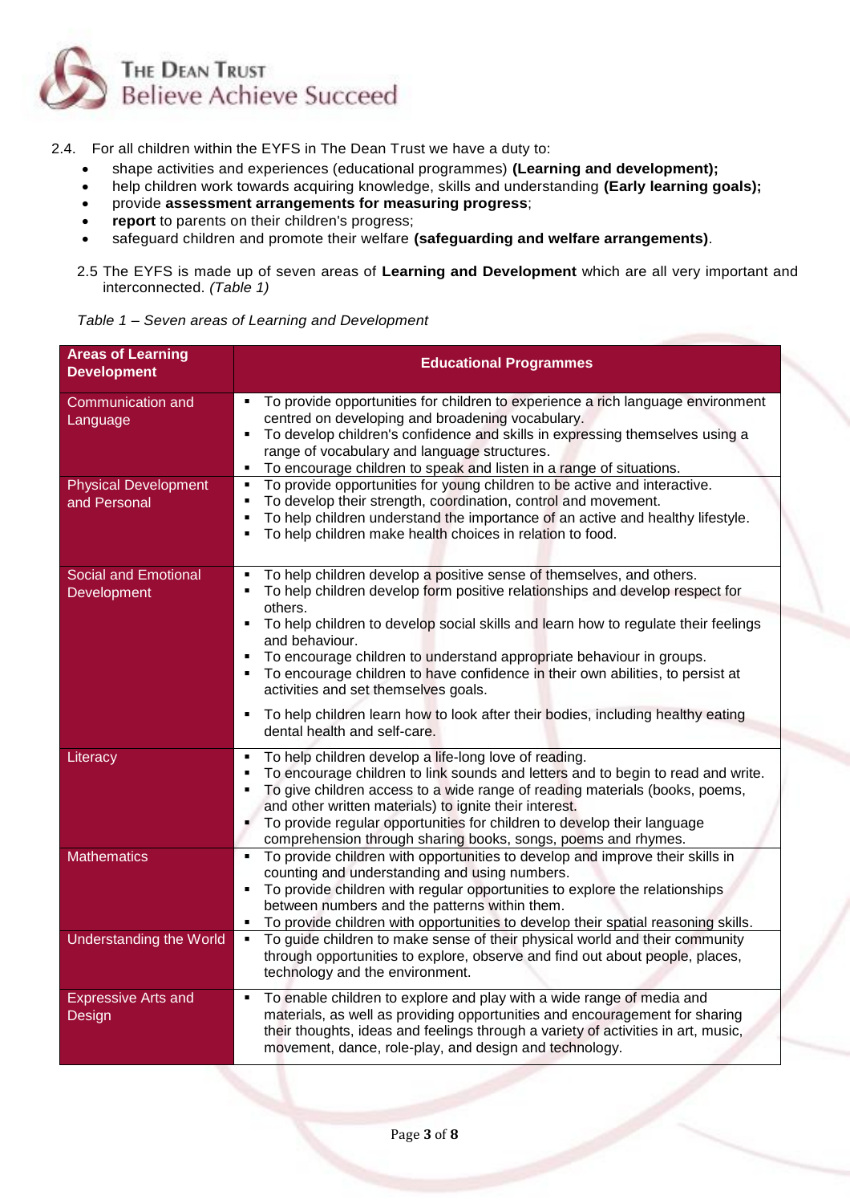2.4. For all children within the EYFS in The Dean Trust we have a duty to:

- shape activities and experiences (educational programmes) **(Learning and development);**
- help children work towards acquiring knowledge, skills and understanding **(Early learning goals);**
- provide **assessment arrangements for measuring progress**;
- **report** to parents on their children's progress;
- safeguard children and promote their welfare **(safeguarding and welfare arrangements)**.

2.5 The EYFS is made up of seven areas of **Learning and Development** which are all very important and interconnected. *(Table 1)*

*Table 1 – Seven areas of Learning and Development*

| **Areas of Learning Development** | **Educational Programmes** |
|---|---|
| Communication and Language | ▪ To provide opportunities for children to experience a rich language environment centred on developing and broadening vocabulary.<br>▪ To develop children's confidence and skills in expressing themselves using a range of vocabulary and language structures.<br>▪ To encourage children to speak and listen in a range of situations. |
| Physical Development and Personal | ▪ To provide opportunities for young children to be active and interactive.<br>▪ To develop their strength, coordination, control and movement.<br>▪ To help children understand the importance of an active and healthy lifestyle.<br>▪ To help children make health choices in relation to food. |
| Social and Emotional Development | ▪ To help children develop a positive sense of themselves, and others.<br>▪ To help children develop form positive relationships and develop respect for others.<br>▪ To help children to develop social skills and learn how to regulate their feelings and behaviour.<br>▪ To encourage children to understand appropriate behaviour in groups.<br>▪ To encourage children to have confidence in their own abilities, to persist at activities and set themselves goals.<br>▪ To help children learn how to look after their bodies, including healthy eating dental health and self-care. |
| Literacy | ▪ To help children develop a life-long love of reading.<br>▪ To encourage children to link sounds and letters and to begin to read and write.<br>▪ To give children access to a wide range of reading materials (books, poems, and other written materials) to ignite their interest.<br>▪ To provide regular opportunities for children to develop their language comprehension through sharing books, songs, poems and rhymes. |
| Mathematics | ▪ To provide children with opportunities to develop and improve their skills in counting and understanding and using numbers.<br>▪ To provide children with regular opportunities to explore the relationships between numbers and the patterns within them.<br>▪ To provide children with opportunities to develop their spatial reasoning skills. |
| Understanding the World | ▪ To guide children to make sense of their physical world and their community through opportunities to explore, observe and find out about people, places, technology and the environment. |
| Expressive Arts and Design | ▪ To enable children to explore and play with a wide range of media and materials, as well as providing opportunities and encouragement for sharing their thoughts, ideas and feelings through a variety of activities in art, music, movement, dance, role-play, and design and technology. |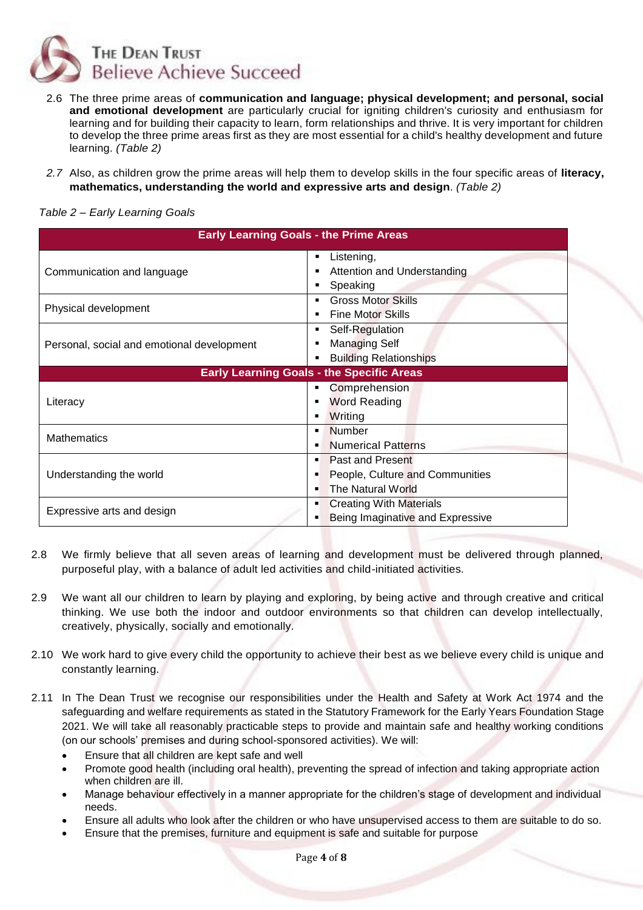2.6 The three prime areas of **communication and language; physical development; and personal, social and emotional development** are particularly crucial for igniting children's curiosity and enthusiasm for learning and for building their capacity to learn, form relationships and thrive. It is very important for children to develop the three prime areas first as they are most essential for a child's healthy development and future learning. *(Table 2)*

*2.7* Also, as children grow the prime areas will help them to develop skills in the four specific areas of **literacy, mathematics, understanding the world and expressive arts and design**. *(Table 2)*

*Table 2 – Early Learning Goals*

| **Early Learning Goals - the Prime Areas** | |
|---|---|
| Communication and language | ▪ Listening,<br>▪ Attention and Understanding<br>▪ Speaking |
| Physical development | ▪ Gross Motor Skills<br>▪ Fine Motor Skills |
| Personal, social and emotional development | ▪ Self-Regulation<br>▪ Managing Self<br>▪ Building Relationships |
| **Early Learning Goals - the Specific Areas** | |
| Literacy | ▪ Comprehension<br>▪ Word Reading<br>▪ Writing |
| Mathematics | ▪ Number<br>▪ Numerical Patterns |
| Understanding the world | ▪ Past and Present<br>▪ People, Culture and Communities<br>▪ The Natural World |
| Expressive arts and design | ▪ Creating With Materials<br>▪ Being Imaginative and Expressive |

2.8 We firmly believe that all seven areas of learning and development must be delivered through planned, purposeful play, with a balance of adult led activities and child-initiated activities.

2.9 We want all our children to learn by playing and exploring, by being active and through creative and critical thinking. We use both the indoor and outdoor environments so that children can develop intellectually, creatively, physically, socially and emotionally.

2.10 We work hard to give every child the opportunity to achieve their best as we believe every child is unique and constantly learning.

2.11 In The Dean Trust we recognise our responsibilities under the Health and Safety at Work Act 1974 and the safeguarding and welfare requirements as stated in the Statutory Framework for the Early Years Foundation Stage 2021. We will take all reasonably practicable steps to provide and maintain safe and healthy working conditions (on our schools' premises and during school-sponsored activities). We will:

- Ensure that all children are kept safe and well
- Promote good health (including oral health), preventing the spread of infection and taking appropriate action when children are ill.
- Manage behaviour effectively in a manner appropriate for the children's stage of development and individual needs.
- Ensure all adults who look after the children or who have unsupervised access to them are suitable to do so.
- Ensure that the premises, furniture and equipment is safe and suitable for purpose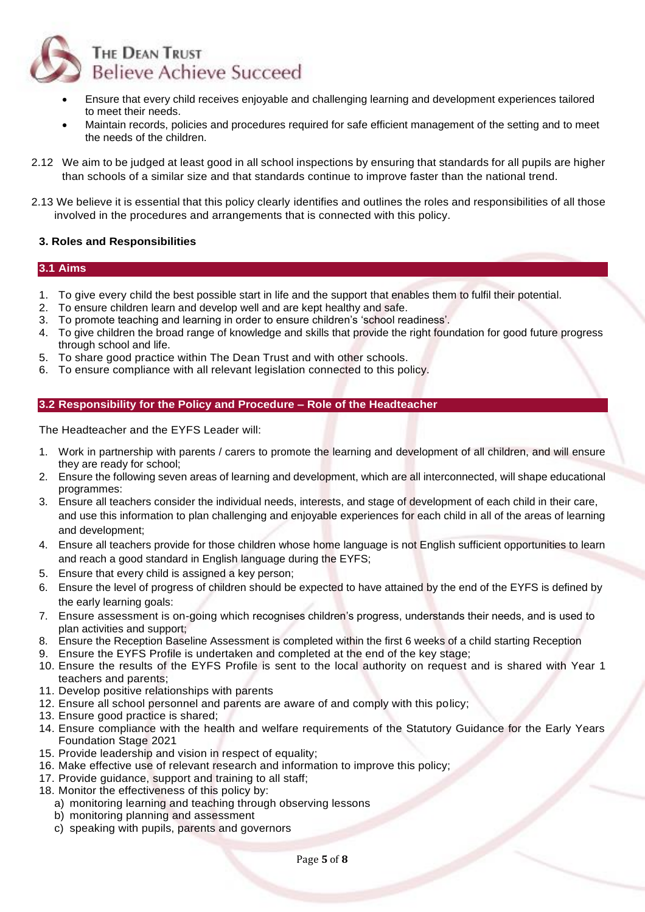- Ensure that every child receives enjoyable and challenging learning and development experiences tailored to meet their needs.
- Maintain records, policies and procedures required for safe efficient management of the setting and to meet the needs of the children.

2.12 We aim to be judged at least good in all school inspections by ensuring that standards for all pupils are higher than schools of a similar size and that standards continue to improve faster than the national trend.

2.13 We believe it is essential that this policy clearly identifies and outlines the roles and responsibilities of all those involved in the procedures and arrangements that is connected with this policy.

## 3. Roles and Responsibilities

### 3.1 Aims

1. To give every child the best possible start in life and the support that enables them to fulfil their potential.
2. To ensure children learn and develop well and are kept healthy and safe.
3. To promote teaching and learning in order to ensure children's 'school readiness'.
4. To give children the broad range of knowledge and skills that provide the right foundation for good future progress through school and life.
5. To share good practice within The Dean Trust and with other schools.
6. To ensure compliance with all relevant legislation connected to this policy.

### 3.2 Responsibility for the Policy and Procedure – Role of the Headteacher

The Headteacher and the EYFS Leader will:

1. Work in partnership with parents / carers to promote the learning and development of all children, and will ensure they are ready for school;
2. Ensure the following seven areas of learning and development, which are all interconnected, will shape educational programmes:
3. Ensure all teachers consider the individual needs, interests, and stage of development of each child in their care, and use this information to plan challenging and enjoyable experiences for each child in all of the areas of learning and development;
4. Ensure all teachers provide for those children whose home language is not English sufficient opportunities to learn and reach a good standard in English language during the EYFS;
5. Ensure that every child is assigned a key person;
6. Ensure the level of progress of children should be expected to have attained by the end of the EYFS is defined by the early learning goals:
7. Ensure assessment is on-going which recognises children's progress, understands their needs, and is used to plan activities and support;
8. Ensure the Reception Baseline Assessment is completed within the first 6 weeks of a child starting Reception
9. Ensure the EYFS Profile is undertaken and completed at the end of the key stage;
10. Ensure the results of the EYFS Profile is sent to the local authority on request and is shared with Year 1 teachers and parents;
11. Develop positive relationships with parents
12. Ensure all school personnel and parents are aware of and comply with this policy;
13. Ensure good practice is shared;
14. Ensure compliance with the health and welfare requirements of the Statutory Guidance for the Early Years Foundation Stage 2021
15. Provide leadership and vision in respect of equality;
16. Make effective use of relevant research and information to improve this policy;
17. Provide guidance, support and training to all staff;
18. Monitor the effectiveness of this policy by:
    a) monitoring learning and teaching through observing lessons
    b) monitoring planning and assessment
    c) speaking with pupils, parents and governors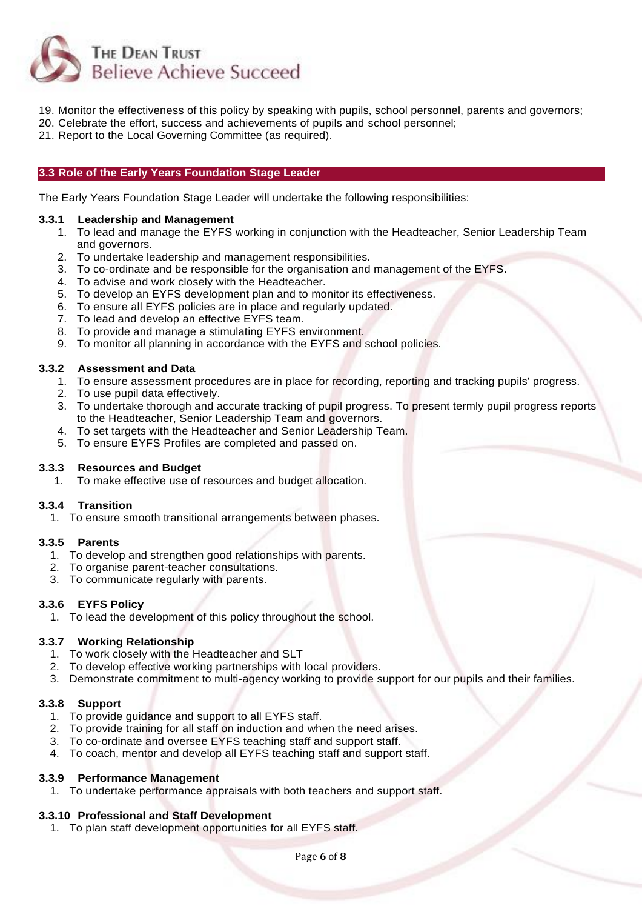19. Monitor the effectiveness of this policy by speaking with pupils, school personnel, parents and governors;
20. Celebrate the effort, success and achievements of pupils and school personnel;
21. Report to the Local Governing Committee (as required).

## 3.3 Role of the Early Years Foundation Stage Leader

The Early Years Foundation Stage Leader will undertake the following responsibilities:

### 3.3.1 Leadership and Management

1. To lead and manage the EYFS working in conjunction with the Headteacher, Senior Leadership Team and governors.
2. To undertake leadership and management responsibilities.
3. To co-ordinate and be responsible for the organisation and management of the EYFS.
4. To advise and work closely with the Headteacher.
5. To develop an EYFS development plan and to monitor its effectiveness.
6. To ensure all EYFS policies are in place and regularly updated.
7. To lead and develop an effective EYFS team.
8. To provide and manage a stimulating EYFS environment.
9. To monitor all planning in accordance with the EYFS and school policies.

### 3.3.2 Assessment and Data

1. To ensure assessment procedures are in place for recording, reporting and tracking pupils' progress.
2. To use pupil data effectively.
3. To undertake thorough and accurate tracking of pupil progress. To present termly pupil progress reports to the Headteacher, Senior Leadership Team and governors.
4. To set targets with the Headteacher and Senior Leadership Team.
5. To ensure EYFS Profiles are completed and passed on.

### 3.3.3 Resources and Budget

1. To make effective use of resources and budget allocation.

### 3.3.4 Transition

1. To ensure smooth transitional arrangements between phases.

### 3.3.5 Parents

1. To develop and strengthen good relationships with parents.
2. To organise parent-teacher consultations.
3. To communicate regularly with parents.

### 3.3.6 EYFS Policy

1. To lead the development of this policy throughout the school.

### 3.3.7 Working Relationship

1. To work closely with the Headteacher and SLT
2. To develop effective working partnerships with local providers.
3. Demonstrate commitment to multi-agency working to provide support for our pupils and their families.

### 3.3.8 Support

1. To provide guidance and support to all EYFS staff.
2. To provide training for all staff on induction and when the need arises.
3. To co-ordinate and oversee EYFS teaching staff and support staff.
4. To coach, mentor and develop all EYFS teaching staff and support staff.

### 3.3.9 Performance Management

1. To undertake performance appraisals with both teachers and support staff.

### 3.3.10 Professional and Staff Development

1. To plan staff development opportunities for all EYFS staff.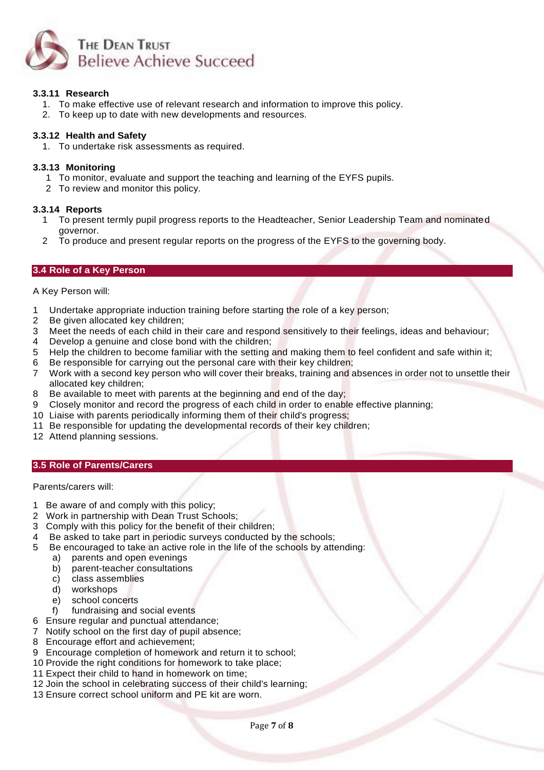#### 3.3.11 Research

1. To make effective use of relevant research and information to improve this policy.
2. To keep up to date with new developments and resources.

#### 3.3.12 Health and Safety

1. To undertake risk assessments as required.

#### 3.3.13 Monitoring

1. To monitor, evaluate and support the teaching and learning of the EYFS pupils.
2. To review and monitor this policy.

#### 3.3.14 Reports

1. To present termly pupil progress reports to the Headteacher, Senior Leadership Team and nominated governor.
2. To produce and present regular reports on the progress of the EYFS to the governing body.

### 3.4 Role of a Key Person

A Key Person will:

1. Undertake appropriate induction training before starting the role of a key person;
2. Be given allocated key children;
3. Meet the needs of each child in their care and respond sensitively to their feelings, ideas and behaviour;
4. Develop a genuine and close bond with the children;
5. Help the children to become familiar with the setting and making them to feel confident and safe within it;
6. Be responsible for carrying out the personal care with their key children;
7. Work with a second key person who will cover their breaks, training and absences in order not to unsettle their allocated key children;
8. Be available to meet with parents at the beginning and end of the day;
9. Closely monitor and record the progress of each child in order to enable effective planning;
10. Liaise with parents periodically informing them of their child's progress;
11. Be responsible for updating the developmental records of their key children;
12. Attend planning sessions.

### 3.5 Role of Parents/Carers

Parents/carers will:

1. Be aware of and comply with this policy;
2. Work in partnership with Dean Trust Schools;
3. Comply with this policy for the benefit of their children;
4. Be asked to take part in periodic surveys conducted by the schools;
5. Be encouraged to take an active role in the life of the schools by attending:
   a) parents and open evenings
   b) parent-teacher consultations
   c) class assemblies
   d) workshops
   e) school concerts
   f) fundraising and social events
6. Ensure regular and punctual attendance;
7. Notify school on the first day of pupil absence;
8. Encourage effort and achievement;
9. Encourage completion of homework and return it to school;
10. Provide the right conditions for homework to take place;
11. Expect their child to hand in homework on time;
12. Join the school in celebrating success of their child's learning;
13. Ensure correct school uniform and PE kit are worn.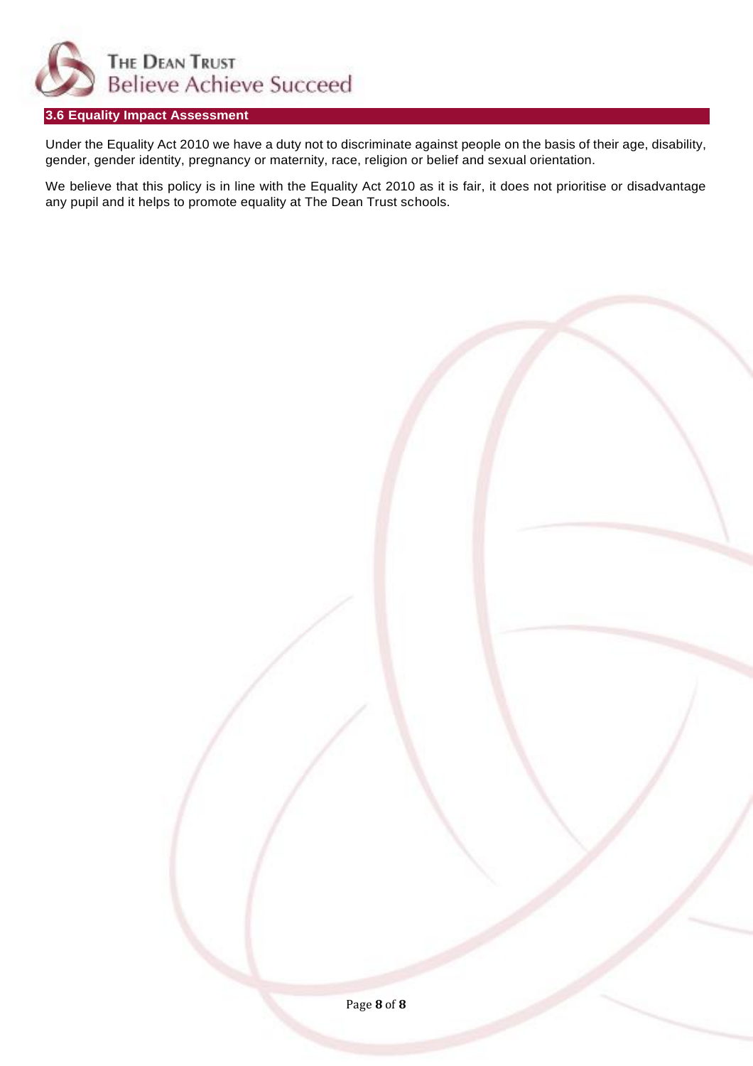### 3.6 Equality Impact Assessment

Under the Equality Act 2010 we have a duty not to discriminate against people on the basis of their age, disability, gender, gender identity, pregnancy or maternity, race, religion or belief and sexual orientation.

We believe that this policy is in line with the Equality Act 2010 as it is fair, it does not prioritise or disadvantage any pupil and it helps to promote equality at The Dean Trust schools.